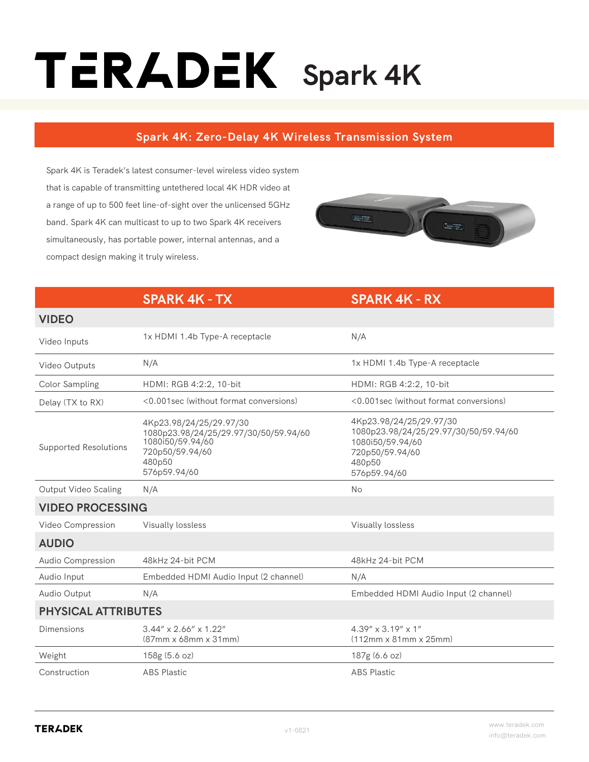# TERADEK Spark 4K

## Spark 4K: Zero-Delay 4K Wireless Transmission System

Spark 4K is Teradek's latest consumer-level wireless video system that is capable of transmitting untethered local 4K HDR video at a range of up to 500 feet line-of-sight over the unlicensed 5GHz band. Spark 4K can multicast to up to two Spark 4K receivers simultaneously, has portable power, internal antennas, and a compact design making it truly wireless.

| | SPARK 4K - TX | SPARK 4K - RX |
|---|---|---|
| **VIDEO** | | |
| Video Inputs | 1x HDMI 1.4b Type-A receptacle | N/A |
| Video Outputs | N/A | 1x HDMI 1.4b Type-A receptacle |
| Color Sampling | HDMI: RGB 4:2:2, 10-bit | HDMI: RGB 4:2:2, 10-bit |
| Delay (TX to RX) | <0.001sec (without format conversions) | <0.001sec (without format conversions) |
| Supported Resolutions | 4Kp23.98/24/25/29.97/30<br>1080p23.98/24/25/29.97/30/50/59.94/60<br>1080i50/59.94/60<br>720p50/59.94/60<br>480p50<br>576p59.94/60 | 4Kp23.98/24/25/29.97/30<br>1080p23.98/24/25/29.97/30/50/59.94/60<br>1080i50/59.94/60<br>720p50/59.94/60<br>480p50<br>576p59.94/60 |
| Output Video Scaling | N/A | No |
| **VIDEO PROCESSING** | | |
| Video Compression | Visually lossless | Visually lossless |
| **AUDIO** | | |
| Audio Compression | 48kHz 24-bit PCM | 48kHz 24-bit PCM |
| Audio Input | Embedded HDMI Audio Input (2 channel) | N/A |
| Audio Output | N/A | Embedded HDMI Audio Input (2 channel) |
| **PHYSICAL ATTRIBUTES** | | |
| Dimensions | 3.44″ x 2.66″ x 1.22″<br>(87mm x 68mm x 31mm) | 4.39″ x 3.19″ x 1″<br>(112mm x 81mm x 25mm) |
| Weight | 158g (5.6 oz) | 187g (6.6 oz) |
| Construction | ABS Plastic | ABS Plastic |

TERADEK v1-0821 www.teradek.com info@teradek.com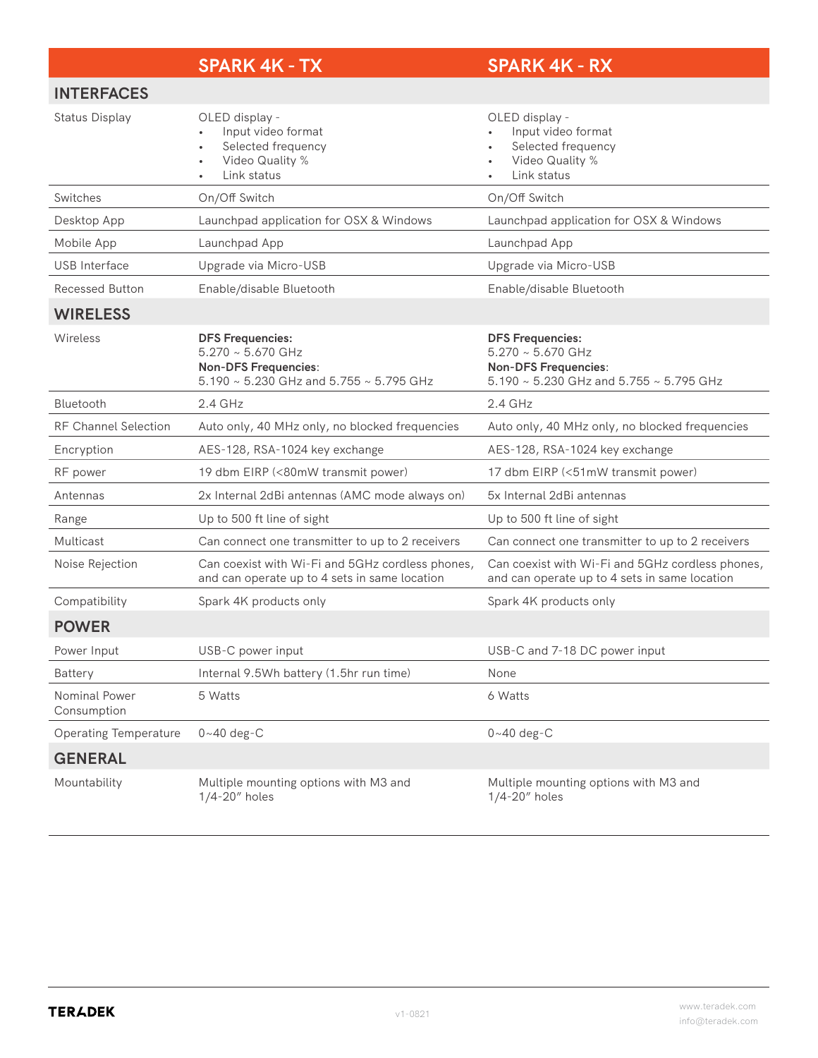| | SPARK 4K - TX | SPARK 4K - RX |
|---|---|---|
| **INTERFACES** | | |
| Status Display | OLED display - <br>• Input video format<br>• Selected frequency<br>• Video Quality %<br>• Link status | OLED display - <br>• Input video format<br>• Selected frequency<br>• Video Quality %<br>• Link status |
| Switches | On/Off Switch | On/Off Switch |
| Desktop App | Launchpad application for OSX & Windows | Launchpad application for OSX & Windows |
| Mobile App | Launchpad App | Launchpad App |
| USB Interface | Upgrade via Micro-USB | Upgrade via Micro-USB |
| Recessed Button | Enable/disable Bluetooth | Enable/disable Bluetooth |
| **WIRELESS** | | |
| Wireless | **DFS Frequencies:** 5.270 ~ 5.670 GHz<br>**Non-DFS Frequencies**: 5.190 ~ 5.230 GHz and 5.755 ~ 5.795 GHz | **DFS Frequencies:** 5.270 ~ 5.670 GHz<br>**Non-DFS Frequencies**: 5.190 ~ 5.230 GHz and 5.755 ~ 5.795 GHz |
| Bluetooth | 2.4 GHz | 2.4 GHz |
| RF Channel Selection | Auto only, 40 MHz only, no blocked frequencies | Auto only, 40 MHz only, no blocked frequencies |
| Encryption | AES-128, RSA-1024 key exchange | AES-128, RSA-1024 key exchange |
| RF power | 19 dbm EIRP (<80mW transmit power) | 17 dbm EIRP (<51mW transmit power) |
| Antennas | 2x Internal 2dBi antennas (AMC mode always on) | 5x Internal 2dBi antennas |
| Range | Up to 500 ft line of sight | Up to 500 ft line of sight |
| Multicast | Can connect one transmitter to up to 2 receivers | Can connect one transmitter to up to 2 receivers |
| Noise Rejection | Can coexist with Wi-Fi and 5GHz cordless phones, and can operate up to 4 sets in same location | Can coexist with Wi-Fi and 5GHz cordless phones, and can operate up to 4 sets in same location |
| Compatibility | Spark 4K products only | Spark 4K products only |
| **POWER** | | |
| Power Input | USB-C power input | USB-C and 7-18 DC power input |
| Battery | Internal 9.5Wh battery (1.5hr run time) | None |
| Nominal Power Consumption | 5 Watts | 6 Watts |
| Operating Temperature | 0~40 deg-C | 0~40 deg-C |
| **GENERAL** | | |
| Mountability | Multiple mounting options with M3 and 1/4-20" holes | Multiple mounting options with M3 and 1/4-20" holes |

TERADEK

v1-0821

www.teradek.com
info@teradek.com